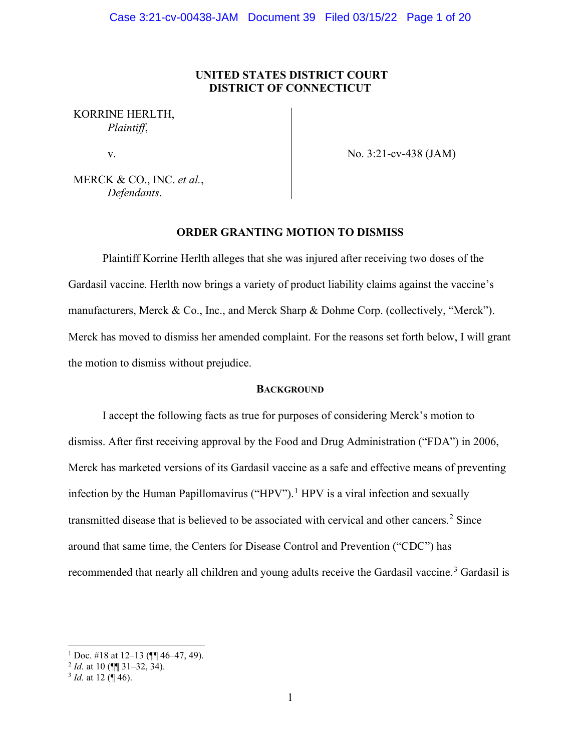**UNITED STATES DISTRICT COURT**
**DISTRICT OF CONNECTICUT**

KORRINE HERLTH,
*Plaintiff*,

v.

MERCK & CO., INC. *et al.*,
*Defendants*.

No. 3:21-cv-438 (JAM)

**ORDER GRANTING MOTION TO DISMISS**

Plaintiff Korrine Herlth alleges that she was injured after receiving two doses of the Gardasil vaccine. Herlth now brings a variety of product liability claims against the vaccine's manufacturers, Merck & Co., Inc., and Merck Sharp & Dohme Corp. (collectively, "Merck"). Merck has moved to dismiss her amended complaint. For the reasons set forth below, I will grant the motion to dismiss without prejudice.

**BACKGROUND**

I accept the following facts as true for purposes of considering Merck's motion to dismiss. After first receiving approval by the Food and Drug Administration ("FDA") in 2006, Merck has marketed versions of its Gardasil vaccine as a safe and effective means of preventing infection by the Human Papillomavirus ("HPV").[1] HPV is a viral infection and sexually transmitted disease that is believed to be associated with cervical and other cancers.[2] Since around that same time, the Centers for Disease Control and Prevention ("CDC") has recommended that nearly all children and young adults receive the Gardasil vaccine.[3] Gardasil is

---

[1] Doc. #18 at 12–13 (¶¶ 46–47, 49).
[2] *Id.* at 10 (¶¶ 31–32, 34).
[3] *Id.* at 12 (¶ 46).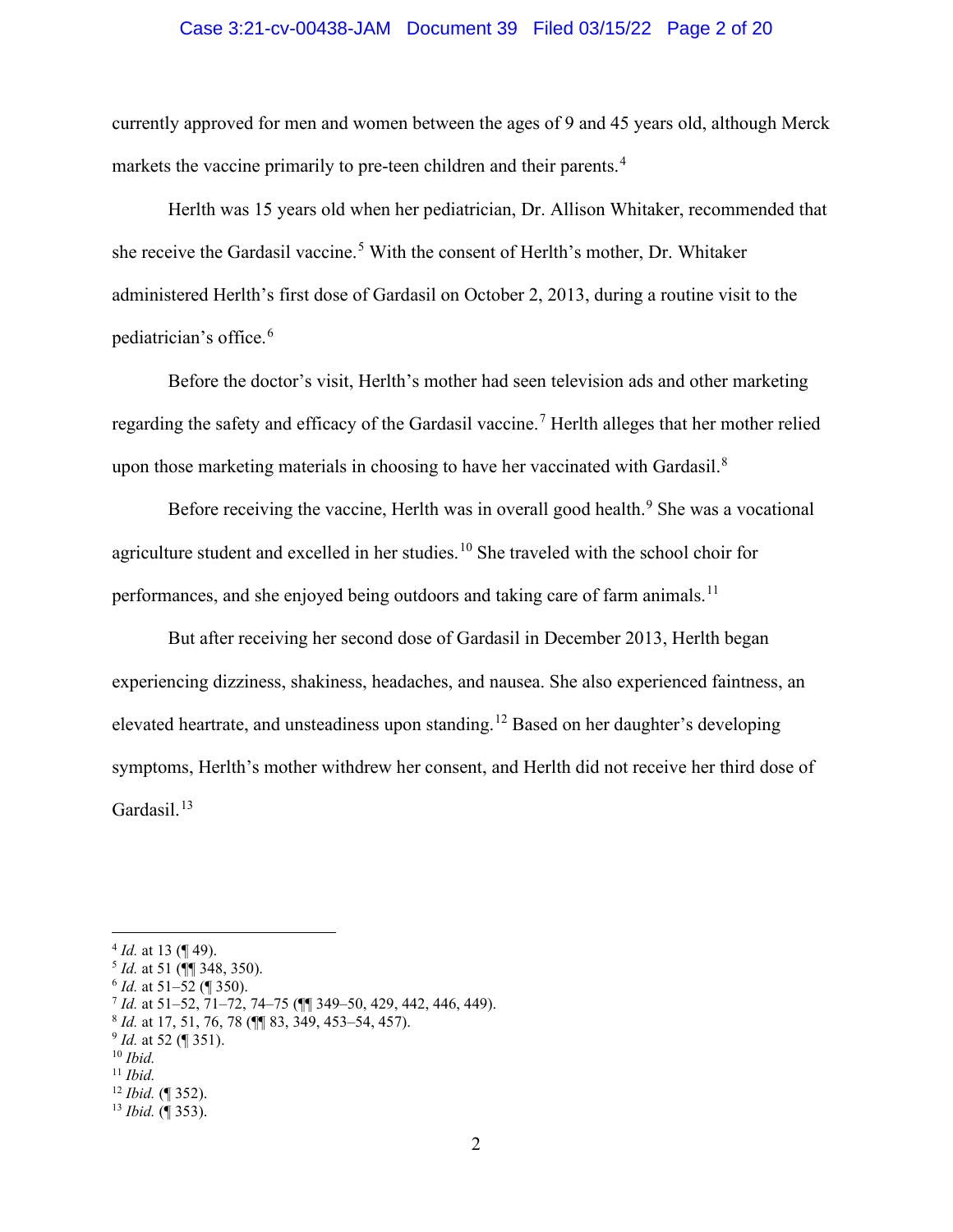currently approved for men and women between the ages of 9 and 45 years old, although Merck markets the vaccine primarily to pre-teen children and their parents.[4]

Herlth was 15 years old when her pediatrician, Dr. Allison Whitaker, recommended that she receive the Gardasil vaccine.[5] With the consent of Herlth's mother, Dr. Whitaker administered Herlth's first dose of Gardasil on October 2, 2013, during a routine visit to the pediatrician's office.[6]

Before the doctor's visit, Herlth's mother had seen television ads and other marketing regarding the safety and efficacy of the Gardasil vaccine.[7] Herlth alleges that her mother relied upon those marketing materials in choosing to have her vaccinated with Gardasil.[8]

Before receiving the vaccine, Herlth was in overall good health.[9] She was a vocational agriculture student and excelled in her studies.[10] She traveled with the school choir for performances, and she enjoyed being outdoors and taking care of farm animals.[11]

But after receiving her second dose of Gardasil in December 2013, Herlth began experiencing dizziness, shakiness, headaches, and nausea. She also experienced faintness, an elevated heartrate, and unsteadiness upon standing.[12] Based on her daughter's developing symptoms, Herlth's mother withdrew her consent, and Herlth did not receive her third dose of Gardasil.[13]

---

[4] *Id.* at 13 (¶ 49).
[5] *Id.* at 51 (¶¶ 348, 350).
[6] *Id.* at 51–52 (¶ 350).
[7] *Id.* at 51–52, 71–72, 74–75 (¶¶ 349–50, 429, 442, 446, 449).
[8] *Id.* at 17, 51, 76, 78 (¶¶ 83, 349, 453–54, 457).
[9] *Id.* at 52 (¶ 351).
[10] *Ibid.*
[11] *Ibid.*
[12] *Ibid.* (¶ 352).
[13] *Ibid.* (¶ 353).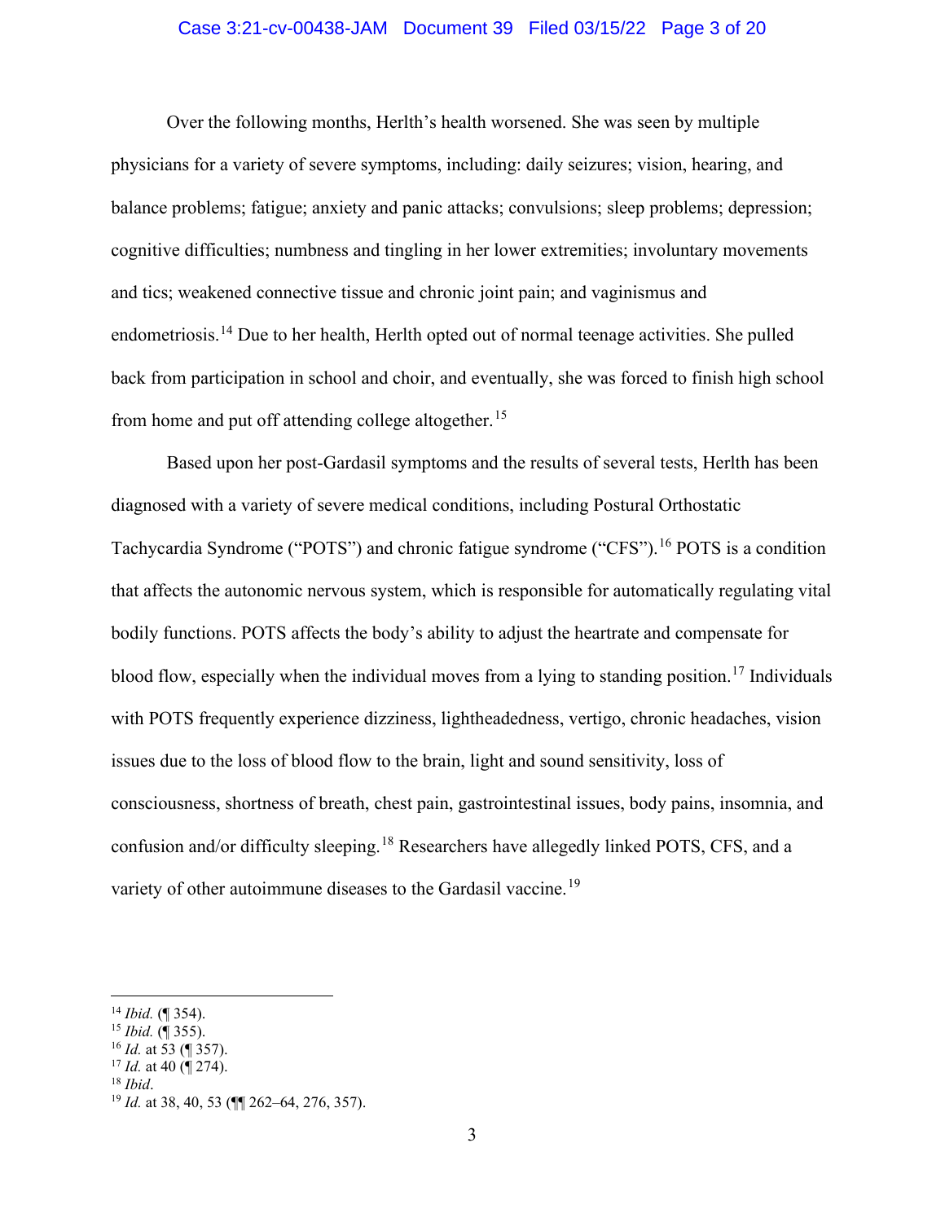Over the following months, Herlth's health worsened. She was seen by multiple physicians for a variety of severe symptoms, including: daily seizures; vision, hearing, and balance problems; fatigue; anxiety and panic attacks; convulsions; sleep problems; depression; cognitive difficulties; numbness and tingling in her lower extremities; involuntary movements and tics; weakened connective tissue and chronic joint pain; and vaginismus and endometriosis.[14] Due to her health, Herlth opted out of normal teenage activities. She pulled back from participation in school and choir, and eventually, she was forced to finish high school from home and put off attending college altogether.[15]

Based upon her post-Gardasil symptoms and the results of several tests, Herlth has been diagnosed with a variety of severe medical conditions, including Postural Orthostatic Tachycardia Syndrome ("POTS") and chronic fatigue syndrome ("CFS").[16] POTS is a condition that affects the autonomic nervous system, which is responsible for automatically regulating vital bodily functions. POTS affects the body's ability to adjust the heartrate and compensate for blood flow, especially when the individual moves from a lying to standing position.[17] Individuals with POTS frequently experience dizziness, lightheadedness, vertigo, chronic headaches, vision issues due to the loss of blood flow to the brain, light and sound sensitivity, loss of consciousness, shortness of breath, chest pain, gastrointestinal issues, body pains, insomnia, and confusion and/or difficulty sleeping.[18] Researchers have allegedly linked POTS, CFS, and a variety of other autoimmune diseases to the Gardasil vaccine.[19]

---

[14] *Ibid.* (¶ 354).

[15] *Ibid.* (¶ 355).

[16] *Id.* at 53 (¶ 357).

[17] *Id.* at 40 (¶ 274).

[18] *Ibid*.

[19] *Id.* at 38, 40, 53 (¶¶ 262–64, 276, 357).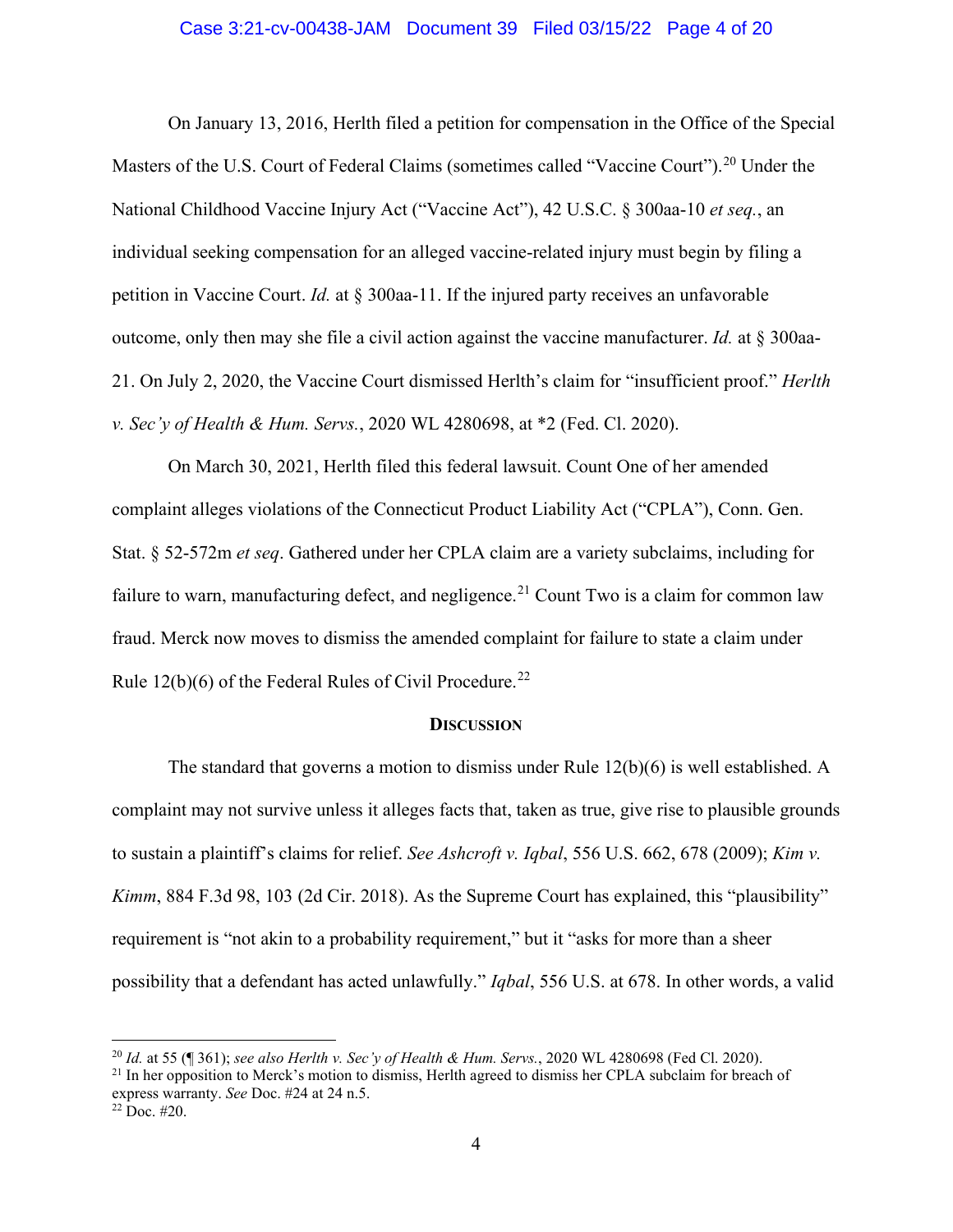On January 13, 2016, Herlth filed a petition for compensation in the Office of the Special Masters of the U.S. Court of Federal Claims (sometimes called "Vaccine Court").[20] Under the National Childhood Vaccine Injury Act ("Vaccine Act"), 42 U.S.C. § 300aa-10 *et seq.*, an individual seeking compensation for an alleged vaccine-related injury must begin by filing a petition in Vaccine Court. *Id.* at § 300aa-11. If the injured party receives an unfavorable outcome, only then may she file a civil action against the vaccine manufacturer. *Id.* at § 300aa-21. On July 2, 2020, the Vaccine Court dismissed Herlth's claim for "insufficient proof." *Herlth v. Sec'y of Health & Hum. Servs.*, 2020 WL 4280698, at *2 (Fed. Cl. 2020).

On March 30, 2021, Herlth filed this federal lawsuit. Count One of her amended complaint alleges violations of the Connecticut Product Liability Act ("CPLA"), Conn. Gen. Stat. § 52-572m *et seq*. Gathered under her CPLA claim are a variety subclaims, including for failure to warn, manufacturing defect, and negligence.[21] Count Two is a claim for common law fraud. Merck now moves to dismiss the amended complaint for failure to state a claim under Rule 12(b)(6) of the Federal Rules of Civil Procedure.[22]

## **Discussion**

The standard that governs a motion to dismiss under Rule 12(b)(6) is well established. A complaint may not survive unless it alleges facts that, taken as true, give rise to plausible grounds to sustain a plaintiff's claims for relief. *See Ashcroft v. Iqbal*, 556 U.S. 662, 678 (2009); *Kim v. Kimm*, 884 F.3d 98, 103 (2d Cir. 2018). As the Supreme Court has explained, this "plausibility" requirement is "not akin to a probability requirement," but it "asks for more than a sheer possibility that a defendant has acted unlawfully." *Iqbal*, 556 U.S. at 678. In other words, a valid

---

[20] *Id.* at 55 (¶ 361); *see also Herlth v. Sec'y of Health & Hum. Servs.*, 2020 WL 4280698 (Fed Cl. 2020).

[21] In her opposition to Merck's motion to dismiss, Herlth agreed to dismiss her CPLA subclaim for breach of express warranty. *See* Doc. #24 at 24 n.5.

[22] Doc. #20.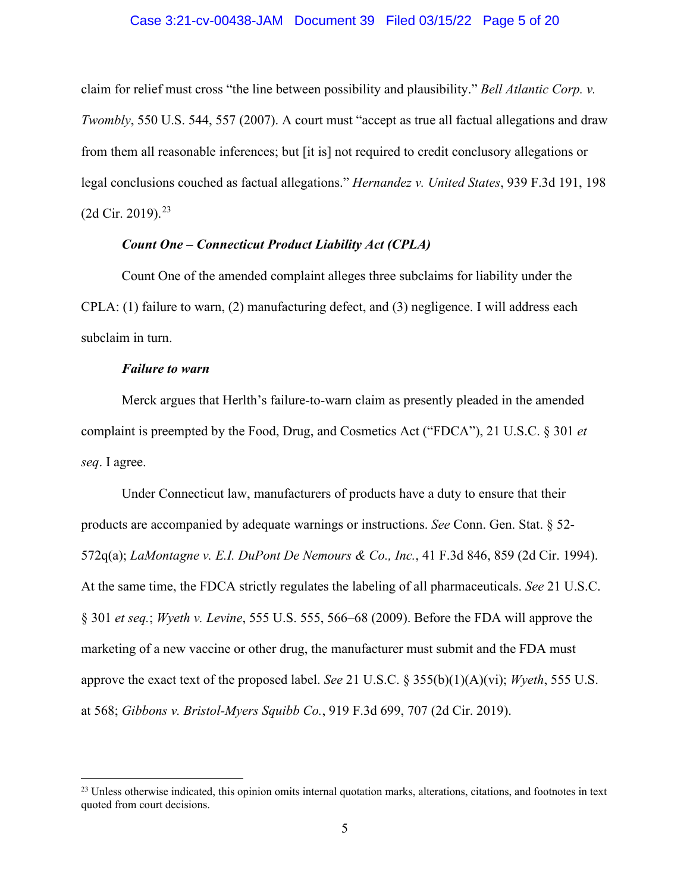claim for relief must cross "the line between possibility and plausibility." *Bell Atlantic Corp. v. Twombly*, 550 U.S. 544, 557 (2007). A court must "accept as true all factual allegations and draw from them all reasonable inferences; but [it is] not required to credit conclusory allegations or legal conclusions couched as factual allegations." *Hernandez v. United States*, 939 F.3d 191, 198 (2d Cir. 2019).[23]

***Count One – Connecticut Product Liability Act (CPLA)***

Count One of the amended complaint alleges three subclaims for liability under the CPLA: (1) failure to warn, (2) manufacturing defect, and (3) negligence. I will address each subclaim in turn.

***Failure to warn***

Merck argues that Herlth's failure-to-warn claim as presently pleaded in the amended complaint is preempted by the Food, Drug, and Cosmetics Act ("FDCA"), 21 U.S.C. § 301 *et seq*. I agree.

Under Connecticut law, manufacturers of products have a duty to ensure that their products are accompanied by adequate warnings or instructions. *See* Conn. Gen. Stat. § 52-572q(a); *LaMontagne v. E.I. DuPont De Nemours & Co., Inc.*, 41 F.3d 846, 859 (2d Cir. 1994). At the same time, the FDCA strictly regulates the labeling of all pharmaceuticals. *See* 21 U.S.C. § 301 *et seq.*; *Wyeth v. Levine*, 555 U.S. 555, 566–68 (2009). Before the FDA will approve the marketing of a new vaccine or other drug, the manufacturer must submit and the FDA must approve the exact text of the proposed label. *See* 21 U.S.C. § 355(b)(1)(A)(vi); *Wyeth*, 555 U.S. at 568; *Gibbons v. Bristol-Myers Squibb Co.*, 919 F.3d 699, 707 (2d Cir. 2019).

---

[23] Unless otherwise indicated, this opinion omits internal quotation marks, alterations, citations, and footnotes in text quoted from court decisions.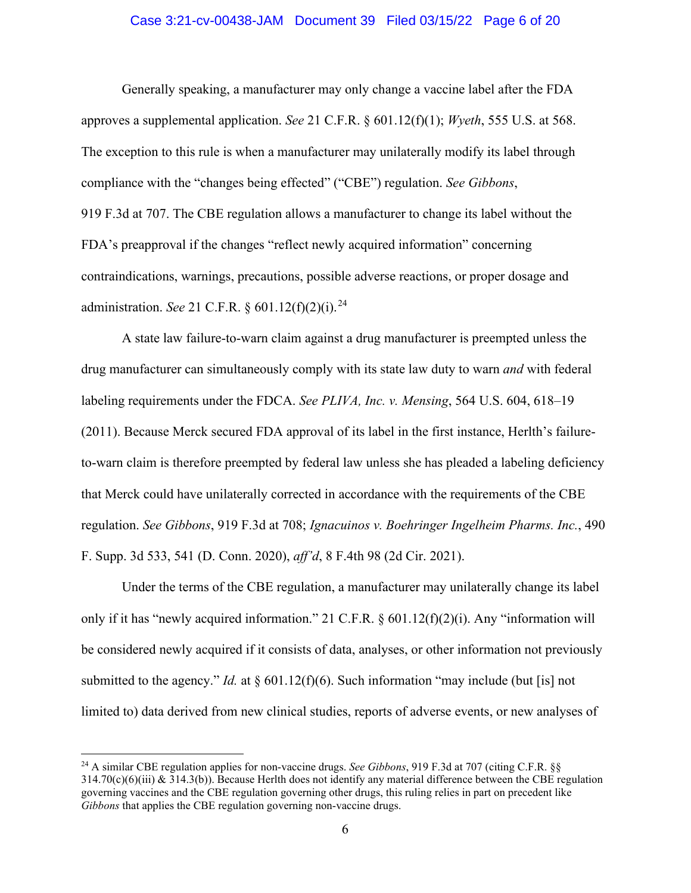Generally speaking, a manufacturer may only change a vaccine label after the FDA approves a supplemental application. *See* 21 C.F.R. § 601.12(f)(1); *Wyeth*, 555 U.S. at 568. The exception to this rule is when a manufacturer may unilaterally modify its label through compliance with the "changes being effected" ("CBE") regulation. *See Gibbons*, 919 F.3d at 707. The CBE regulation allows a manufacturer to change its label without the FDA's preapproval if the changes "reflect newly acquired information" concerning contraindications, warnings, precautions, possible adverse reactions, or proper dosage and administration. *See* 21 C.F.R. § 601.12(f)(2)(i).[24]

A state law failure-to-warn claim against a drug manufacturer is preempted unless the drug manufacturer can simultaneously comply with its state law duty to warn *and* with federal labeling requirements under the FDCA. *See PLIVA, Inc. v. Mensing*, 564 U.S. 604, 618–19 (2011). Because Merck secured FDA approval of its label in the first instance, Herlth's failure-to-warn claim is therefore preempted by federal law unless she has pleaded a labeling deficiency that Merck could have unilaterally corrected in accordance with the requirements of the CBE regulation. *See Gibbons*, 919 F.3d at 708; *Ignacuinos v. Boehringer Ingelheim Pharms. Inc.*, 490 F. Supp. 3d 533, 541 (D. Conn. 2020), *aff'd*, 8 F.4th 98 (2d Cir. 2021).

Under the terms of the CBE regulation, a manufacturer may unilaterally change its label only if it has "newly acquired information." 21 C.F.R. § 601.12(f)(2)(i). Any "information will be considered newly acquired if it consists of data, analyses, or other information not previously submitted to the agency." *Id.* at § 601.12(f)(6). Such information "may include (but [is] not limited to) data derived from new clinical studies, reports of adverse events, or new analyses of

---

[24] A similar CBE regulation applies for non-vaccine drugs. *See Gibbons*, 919 F.3d at 707 (citing C.F.R. §§ 314.70(c)(6)(iii) & 314.3(b)). Because Herlth does not identify any material difference between the CBE regulation governing vaccines and the CBE regulation governing other drugs, this ruling relies in part on precedent like *Gibbons* that applies the CBE regulation governing non-vaccine drugs.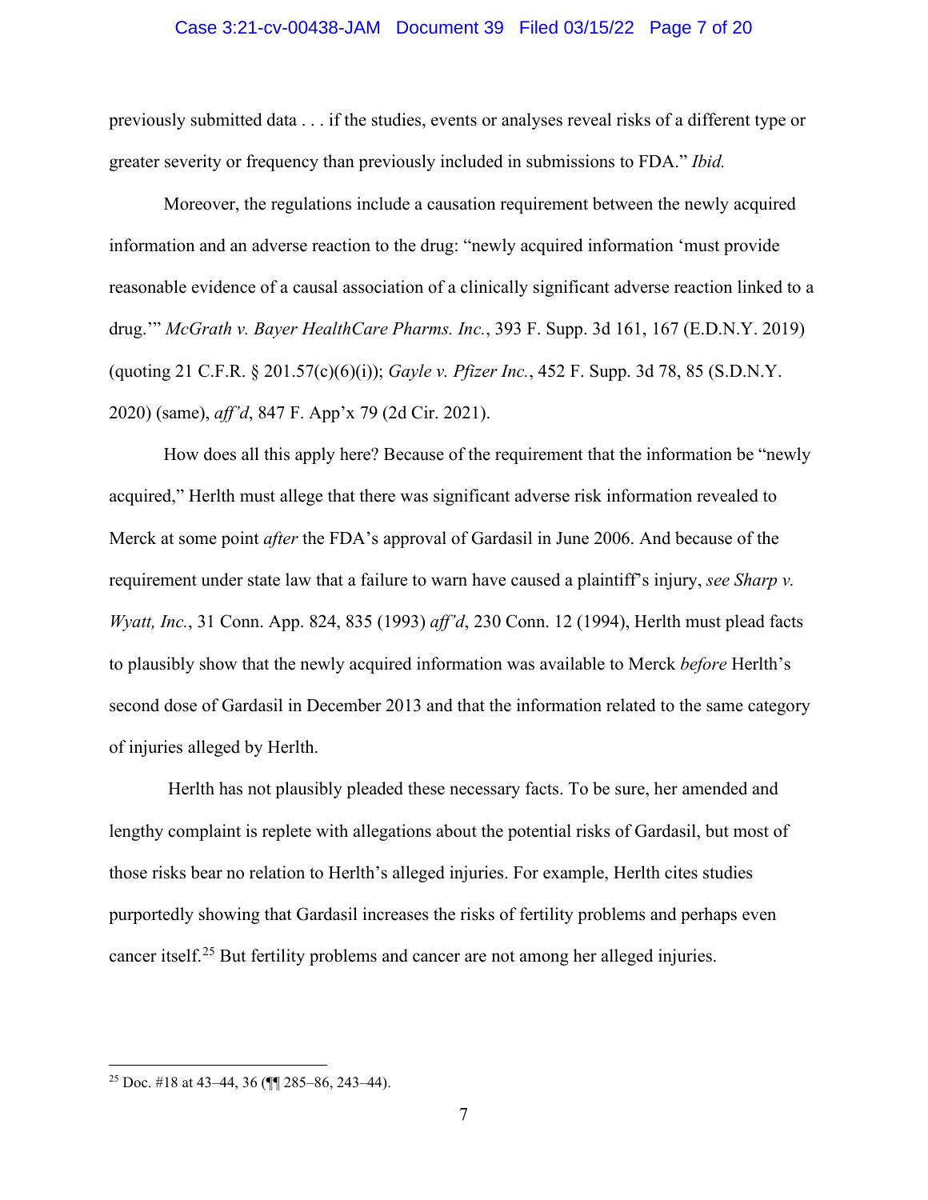previously submitted data . . . if the studies, events or analyses reveal risks of a different type or greater severity or frequency than previously included in submissions to FDA." *Ibid.*

Moreover, the regulations include a causation requirement between the newly acquired information and an adverse reaction to the drug: "newly acquired information 'must provide reasonable evidence of a causal association of a clinically significant adverse reaction linked to a drug.'" *McGrath v. Bayer HealthCare Pharms. Inc.*, 393 F. Supp. 3d 161, 167 (E.D.N.Y. 2019) (quoting 21 C.F.R. § 201.57(c)(6)(i)); *Gayle v. Pfizer Inc.*, 452 F. Supp. 3d 78, 85 (S.D.N.Y. 2020) (same), *aff'd*, 847 F. App'x 79 (2d Cir. 2021).

How does all this apply here? Because of the requirement that the information be "newly acquired," Herlth must allege that there was significant adverse risk information revealed to Merck at some point *after* the FDA's approval of Gardasil in June 2006. And because of the requirement under state law that a failure to warn have caused a plaintiff's injury, *see Sharp v. Wyatt, Inc.*, 31 Conn. App. 824, 835 (1993) *aff'd*, 230 Conn. 12 (1994), Herlth must plead facts to plausibly show that the newly acquired information was available to Merck *before* Herlth's second dose of Gardasil in December 2013 and that the information related to the same category of injuries alleged by Herlth.

Herlth has not plausibly pleaded these necessary facts. To be sure, her amended and lengthy complaint is replete with allegations about the potential risks of Gardasil, but most of those risks bear no relation to Herlth's alleged injuries. For example, Herlth cites studies purportedly showing that Gardasil increases the risks of fertility problems and perhaps even cancer itself.[25] But fertility problems and cancer are not among her alleged injuries.

---

[25] Doc. #18 at 43–44, 36 (¶¶ 285–86, 243–44).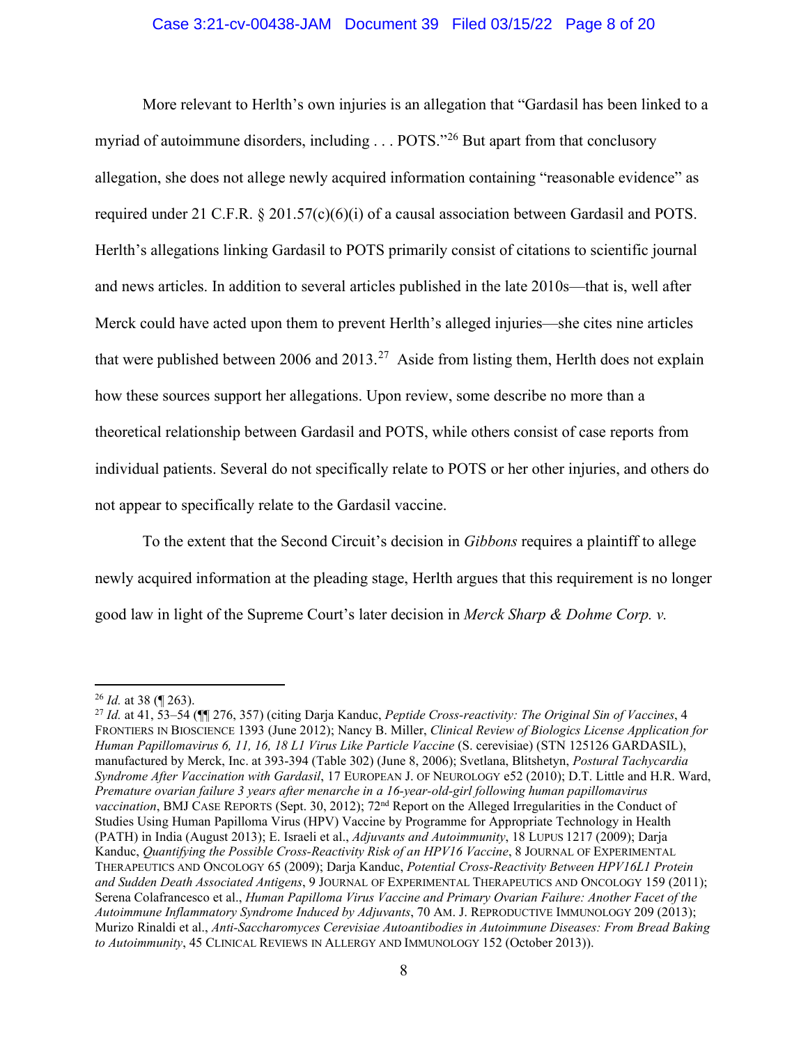More relevant to Herlth's own injuries is an allegation that "Gardasil has been linked to a myriad of autoimmune disorders, including . . . POTS."[26] But apart from that conclusory allegation, she does not allege newly acquired information containing "reasonable evidence" as required under 21 C.F.R. § 201.57(c)(6)(i) of a causal association between Gardasil and POTS. Herlth's allegations linking Gardasil to POTS primarily consist of citations to scientific journal and news articles. In addition to several articles published in the late 2010s—that is, well after Merck could have acted upon them to prevent Herlth's alleged injuries—she cites nine articles that were published between 2006 and 2013.[27] Aside from listing them, Herlth does not explain how these sources support her allegations. Upon review, some describe no more than a theoretical relationship between Gardasil and POTS, while others consist of case reports from individual patients. Several do not specifically relate to POTS or her other injuries, and others do not appear to specifically relate to the Gardasil vaccine.

To the extent that the Second Circuit's decision in *Gibbons* requires a plaintiff to allege newly acquired information at the pleading stage, Herlth argues that this requirement is no longer good law in light of the Supreme Court's later decision in *Merck Sharp & Dohme Corp. v.*

---

[26] *Id.* at 38 (¶ 263).

[27] *Id.* at 41, 53–54 (¶¶ 276, 357) (citing Darja Kanduc, *Peptide Cross-reactivity: The Original Sin of Vaccines*, 4 FRONTIERS IN BIOSCIENCE 1393 (June 2012); Nancy B. Miller, *Clinical Review of Biologics License Application for Human Papillomavirus 6, 11, 16, 18 L1 Virus Like Particle Vaccine* (S. cerevisiae) (STN 125126 GARDASIL), manufactured by Merck, Inc. at 393-394 (Table 302) (June 8, 2006); Svetlana, Blitshetyn, *Postural Tachycardia Syndrome After Vaccination with Gardasil*, 17 EUROPEAN J. OF NEUROLOGY e52 (2010); D.T. Little and H.R. Ward, *Premature ovarian failure 3 years after menarche in a 16-year-old-girl following human papillomavirus vaccination*, BMJ CASE REPORTS (Sept. 30, 2012); 72nd Report on the Alleged Irregularities in the Conduct of Studies Using Human Papilloma Virus (HPV) Vaccine by Programme for Appropriate Technology in Health (PATH) in India (August 2013); E. Israeli et al., *Adjuvants and Autoimmunity*, 18 LUPUS 1217 (2009); Darja Kanduc, *Quantifying the Possible Cross-Reactivity Risk of an HPV16 Vaccine*, 8 JOURNAL OF EXPERIMENTAL THERAPEUTICS AND ONCOLOGY 65 (2009); Darja Kanduc, *Potential Cross-Reactivity Between HPV16L1 Protein and Sudden Death Associated Antigens*, 9 JOURNAL OF EXPERIMENTAL THERAPEUTICS AND ONCOLOGY 159 (2011); Serena Colafrancesco et al., *Human Papilloma Virus Vaccine and Primary Ovarian Failure: Another Facet of the Autoimmune Inflammatory Syndrome Induced by Adjuvants*, 70 AM. J. REPRODUCTIVE IMMUNOLOGY 209 (2013); Murizo Rinaldi et al., *Anti-Saccharomyces Cerevisiae Autoantibodies in Autoimmune Diseases: From Bread Baking to Autoimmunity*, 45 CLINICAL REVIEWS IN ALLERGY AND IMMUNOLOGY 152 (October 2013)).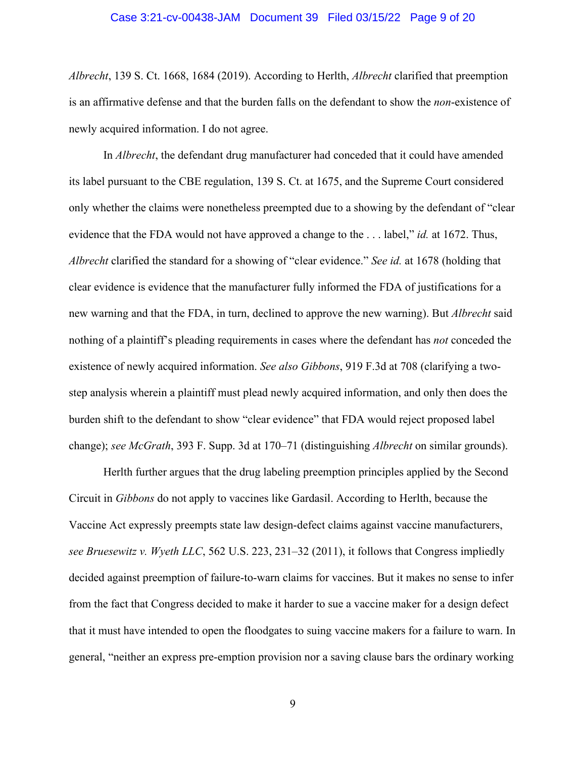*Albrecht*, 139 S. Ct. 1668, 1684 (2019). According to Herlth, *Albrecht* clarified that preemption is an affirmative defense and that the burden falls on the defendant to show the *non*-existence of newly acquired information. I do not agree.

In *Albrecht*, the defendant drug manufacturer had conceded that it could have amended its label pursuant to the CBE regulation, 139 S. Ct. at 1675, and the Supreme Court considered only whether the claims were nonetheless preempted due to a showing by the defendant of "clear evidence that the FDA would not have approved a change to the . . . label," *id.* at 1672. Thus, *Albrecht* clarified the standard for a showing of "clear evidence." *See id.* at 1678 (holding that clear evidence is evidence that the manufacturer fully informed the FDA of justifications for a new warning and that the FDA, in turn, declined to approve the new warning). But *Albrecht* said nothing of a plaintiff's pleading requirements in cases where the defendant has *not* conceded the existence of newly acquired information. *See also Gibbons*, 919 F.3d at 708 (clarifying a two-step analysis wherein a plaintiff must plead newly acquired information, and only then does the burden shift to the defendant to show "clear evidence" that FDA would reject proposed label change); *see McGrath*, 393 F. Supp. 3d at 170–71 (distinguishing *Albrecht* on similar grounds).

Herlth further argues that the drug labeling preemption principles applied by the Second Circuit in *Gibbons* do not apply to vaccines like Gardasil. According to Herlth, because the Vaccine Act expressly preempts state law design-defect claims against vaccine manufacturers, *see Bruesewitz v. Wyeth LLC*, 562 U.S. 223, 231–32 (2011), it follows that Congress impliedly decided against preemption of failure-to-warn claims for vaccines. But it makes no sense to infer from the fact that Congress decided to make it harder to sue a vaccine maker for a design defect that it must have intended to open the floodgates to suing vaccine makers for a failure to warn. In general, "neither an express pre-emption provision nor a saving clause bars the ordinary working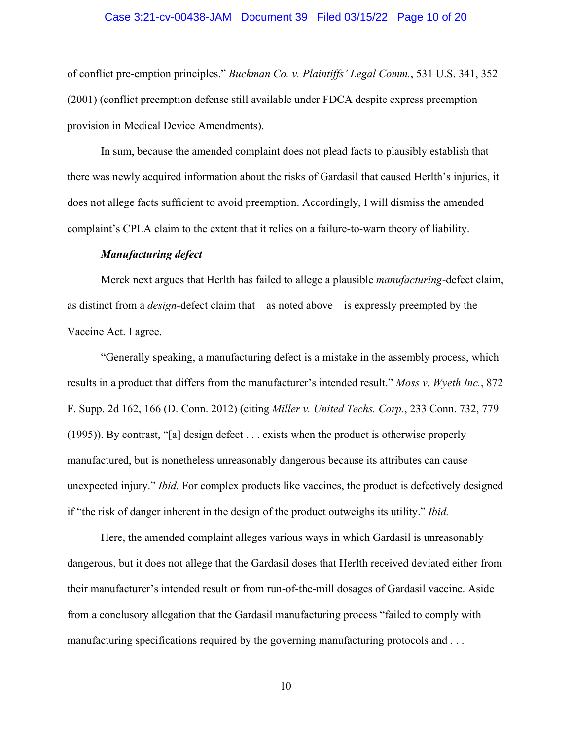of conflict pre-emption principles." *Buckman Co. v. Plaintiffs' Legal Comm.*, 531 U.S. 341, 352 (2001) (conflict preemption defense still available under FDCA despite express preemption provision in Medical Device Amendments).

In sum, because the amended complaint does not plead facts to plausibly establish that there was newly acquired information about the risks of Gardasil that caused Herlth's injuries, it does not allege facts sufficient to avoid preemption. Accordingly, I will dismiss the amended complaint's CPLA claim to the extent that it relies on a failure-to-warn theory of liability.

***Manufacturing defect***

Merck next argues that Herlth has failed to allege a plausible *manufacturing*-defect claim, as distinct from a *design*-defect claim that—as noted above—is expressly preempted by the Vaccine Act. I agree.

"Generally speaking, a manufacturing defect is a mistake in the assembly process, which results in a product that differs from the manufacturer's intended result." *Moss v. Wyeth Inc.*, 872 F. Supp. 2d 162, 166 (D. Conn. 2012) (citing *Miller v. United Techs. Corp.*, 233 Conn. 732, 779 (1995)). By contrast, "[a] design defect . . . exists when the product is otherwise properly manufactured, but is nonetheless unreasonably dangerous because its attributes can cause unexpected injury." *Ibid.* For complex products like vaccines, the product is defectively designed if "the risk of danger inherent in the design of the product outweighs its utility." *Ibid.*

Here, the amended complaint alleges various ways in which Gardasil is unreasonably dangerous, but it does not allege that the Gardasil doses that Herlth received deviated either from their manufacturer's intended result or from run-of-the-mill dosages of Gardasil vaccine. Aside from a conclusory allegation that the Gardasil manufacturing process "failed to comply with manufacturing specifications required by the governing manufacturing protocols and . . .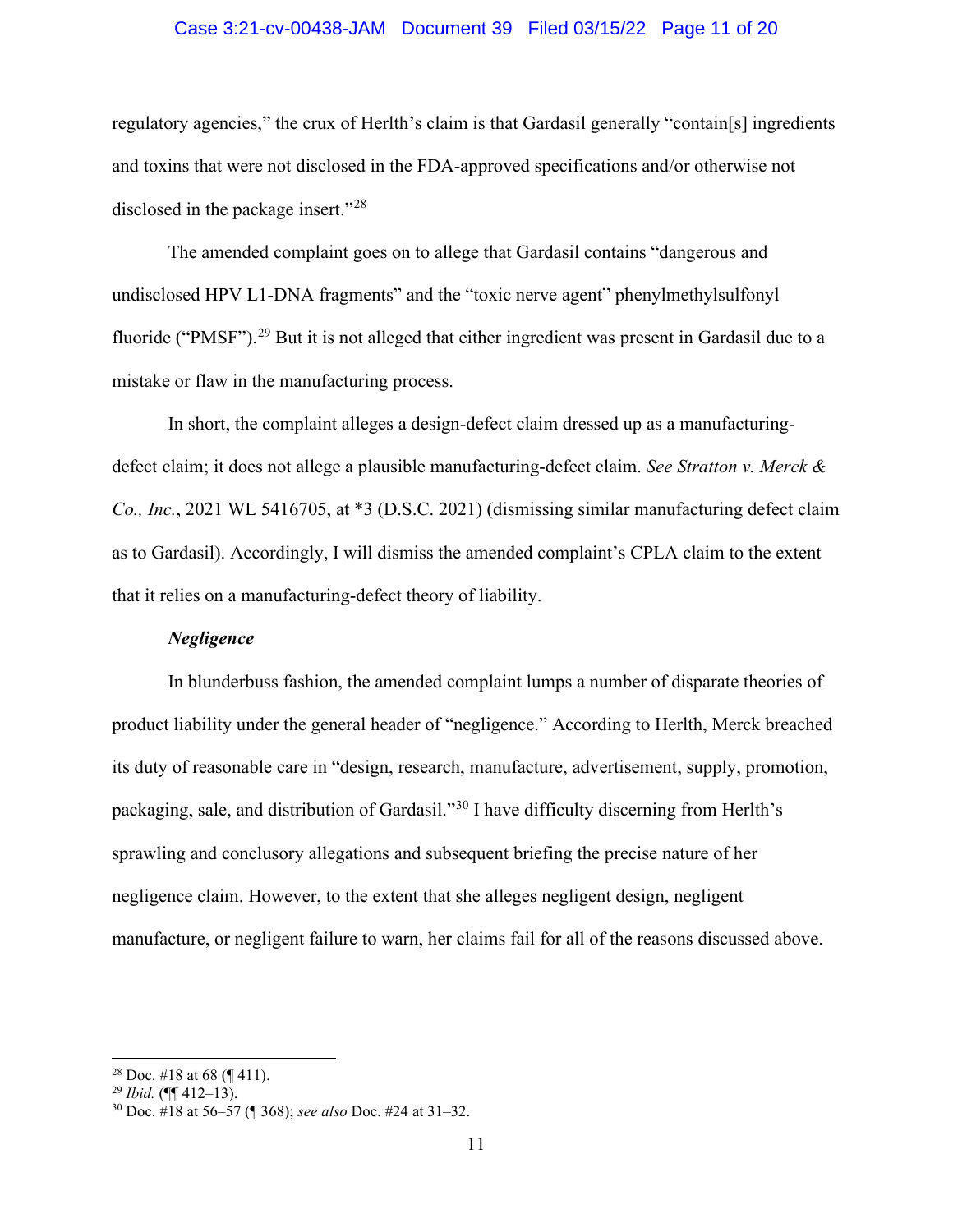regulatory agencies," the crux of Herlth's claim is that Gardasil generally "contain[s] ingredients and toxins that were not disclosed in the FDA-approved specifications and/or otherwise not disclosed in the package insert."[28]

The amended complaint goes on to allege that Gardasil contains "dangerous and undisclosed HPV L1-DNA fragments" and the "toxic nerve agent" phenylmethylsulfonyl fluoride ("PMSF").[29] But it is not alleged that either ingredient was present in Gardasil due to a mistake or flaw in the manufacturing process.

In short, the complaint alleges a design-defect claim dressed up as a manufacturing-defect claim; it does not allege a plausible manufacturing-defect claim. *See Stratton v. Merck & Co., Inc.*, 2021 WL 5416705, at *3 (D.S.C. 2021) (dismissing similar manufacturing defect claim as to Gardasil). Accordingly, I will dismiss the amended complaint's CPLA claim to the extent that it relies on a manufacturing-defect theory of liability.

***Negligence***

In blunderbuss fashion, the amended complaint lumps a number of disparate theories of product liability under the general header of "negligence." According to Herlth, Merck breached its duty of reasonable care in "design, research, manufacture, advertisement, supply, promotion, packaging, sale, and distribution of Gardasil."[30] I have difficulty discerning from Herlth's sprawling and conclusory allegations and subsequent briefing the precise nature of her negligence claim. However, to the extent that she alleges negligent design, negligent manufacture, or negligent failure to warn, her claims fail for all of the reasons discussed above.

---

[28] Doc. #18 at 68 (¶ 411).

[29] *Ibid.* (¶¶ 412–13).

[30] Doc. #18 at 56–57 (¶ 368); *see also* Doc. #24 at 31–32.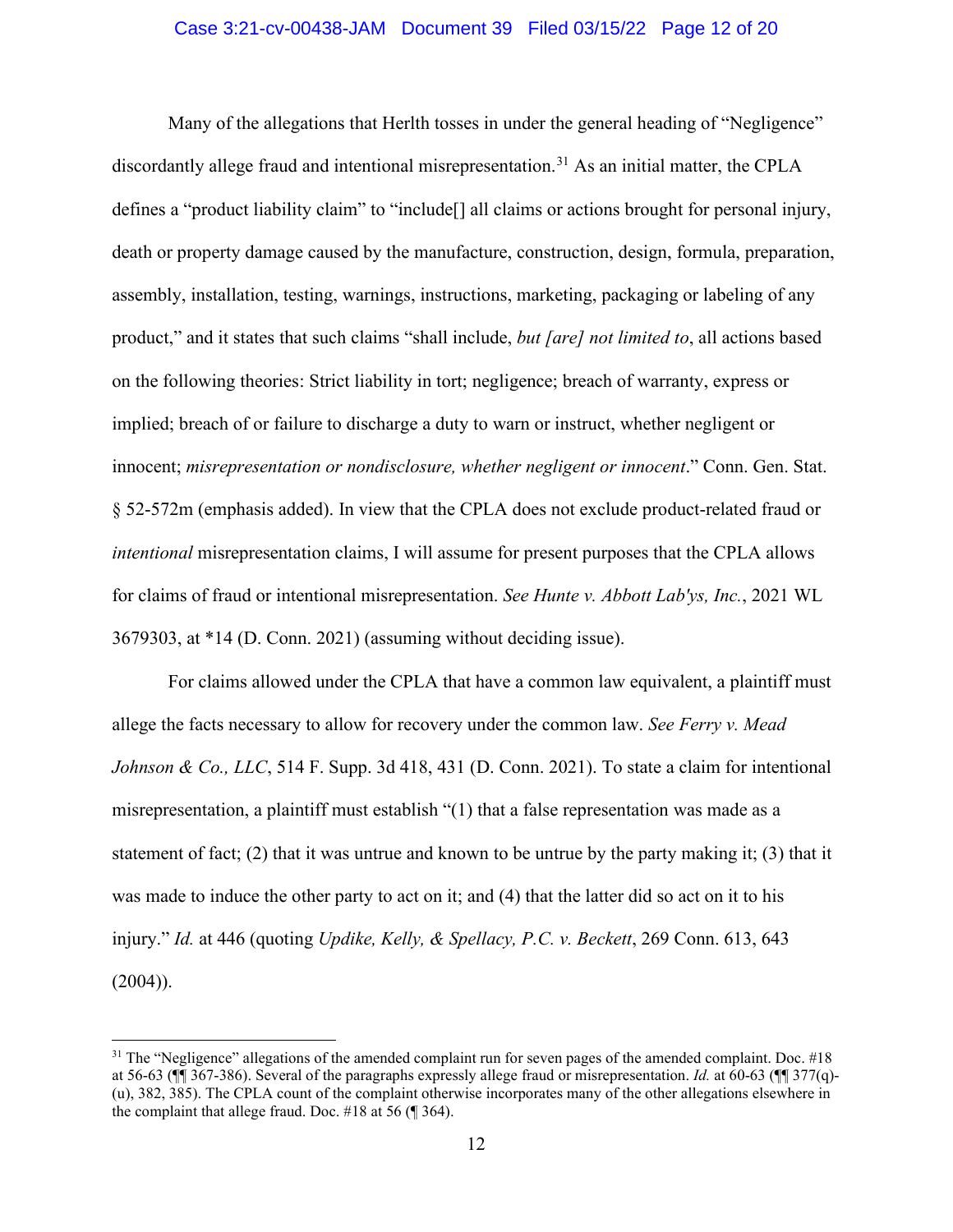Many of the allegations that Herlth tosses in under the general heading of "Negligence" discordantly allege fraud and intentional misrepresentation.[31] As an initial matter, the CPLA defines a "product liability claim" to "include[] all claims or actions brought for personal injury, death or property damage caused by the manufacture, construction, design, formula, preparation, assembly, installation, testing, warnings, instructions, marketing, packaging or labeling of any product," and it states that such claims "shall include, *but [are] not limited to*, all actions based on the following theories: Strict liability in tort; negligence; breach of warranty, express or implied; breach of or failure to discharge a duty to warn or instruct, whether negligent or innocent; *misrepresentation or nondisclosure, whether negligent or innocent*." Conn. Gen. Stat. § 52-572m (emphasis added). In view that the CPLA does not exclude product-related fraud or *intentional* misrepresentation claims, I will assume for present purposes that the CPLA allows for claims of fraud or intentional misrepresentation. *See Hunte v. Abbott Lab'ys, Inc.*, 2021 WL 3679303, at *14 (D. Conn. 2021) (assuming without deciding issue).

For claims allowed under the CPLA that have a common law equivalent, a plaintiff must allege the facts necessary to allow for recovery under the common law. *See Ferry v. Mead Johnson & Co., LLC*, 514 F. Supp. 3d 418, 431 (D. Conn. 2021). To state a claim for intentional misrepresentation, a plaintiff must establish "(1) that a false representation was made as a statement of fact; (2) that it was untrue and known to be untrue by the party making it; (3) that it was made to induce the other party to act on it; and (4) that the latter did so act on it to his injury." *Id.* at 446 (quoting *Updike, Kelly, & Spellacy, P.C. v. Beckett*, 269 Conn. 613, 643 (2004)).

---

[31] The "Negligence" allegations of the amended complaint run for seven pages of the amended complaint. Doc. #18 at 56-63 (¶¶ 367-386). Several of the paragraphs expressly allege fraud or misrepresentation. *Id.* at 60-63 (¶¶ 377(q)-(u), 382, 385). The CPLA count of the complaint otherwise incorporates many of the other allegations elsewhere in the complaint that allege fraud. Doc. #18 at 56 (¶ 364).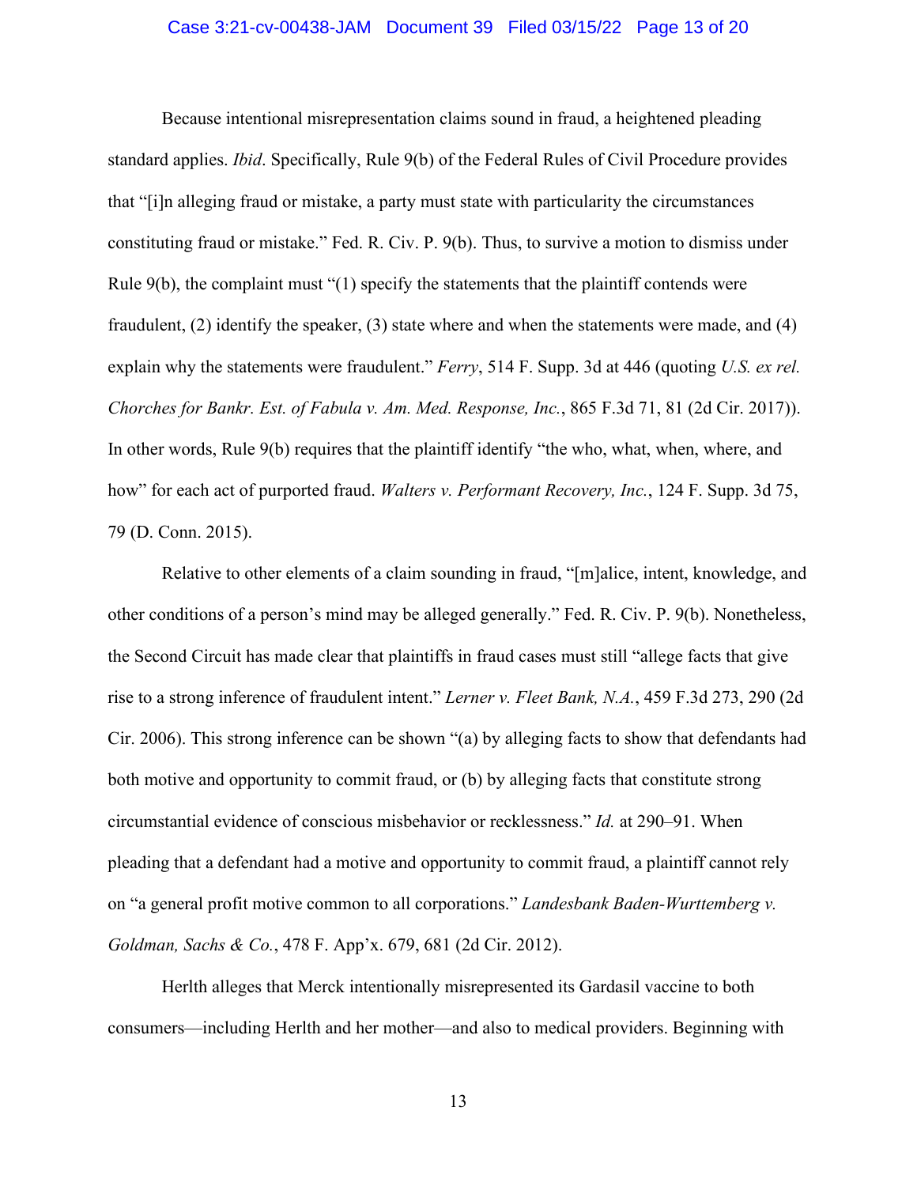Because intentional misrepresentation claims sound in fraud, a heightened pleading standard applies. *Ibid*. Specifically, Rule 9(b) of the Federal Rules of Civil Procedure provides that "[i]n alleging fraud or mistake, a party must state with particularity the circumstances constituting fraud or mistake." Fed. R. Civ. P. 9(b). Thus, to survive a motion to dismiss under Rule 9(b), the complaint must "(1) specify the statements that the plaintiff contends were fraudulent, (2) identify the speaker, (3) state where and when the statements were made, and (4) explain why the statements were fraudulent." *Ferry*, 514 F. Supp. 3d at 446 (quoting *U.S. ex rel. Chorches for Bankr. Est. of Fabula v. Am. Med. Response, Inc.*, 865 F.3d 71, 81 (2d Cir. 2017)). In other words, Rule 9(b) requires that the plaintiff identify "the who, what, when, where, and how" for each act of purported fraud. *Walters v. Performant Recovery, Inc.*, 124 F. Supp. 3d 75, 79 (D. Conn. 2015).

Relative to other elements of a claim sounding in fraud, "[m]alice, intent, knowledge, and other conditions of a person's mind may be alleged generally." Fed. R. Civ. P. 9(b). Nonetheless, the Second Circuit has made clear that plaintiffs in fraud cases must still "allege facts that give rise to a strong inference of fraudulent intent." *Lerner v. Fleet Bank, N.A.*, 459 F.3d 273, 290 (2d Cir. 2006). This strong inference can be shown "(a) by alleging facts to show that defendants had both motive and opportunity to commit fraud, or (b) by alleging facts that constitute strong circumstantial evidence of conscious misbehavior or recklessness." *Id.* at 290–91. When pleading that a defendant had a motive and opportunity to commit fraud, a plaintiff cannot rely on "a general profit motive common to all corporations." *Landesbank Baden-Wurttemberg v. Goldman, Sachs & Co.*, 478 F. App'x. 679, 681 (2d Cir. 2012).

Herlth alleges that Merck intentionally misrepresented its Gardasil vaccine to both consumers—including Herlth and her mother—and also to medical providers. Beginning with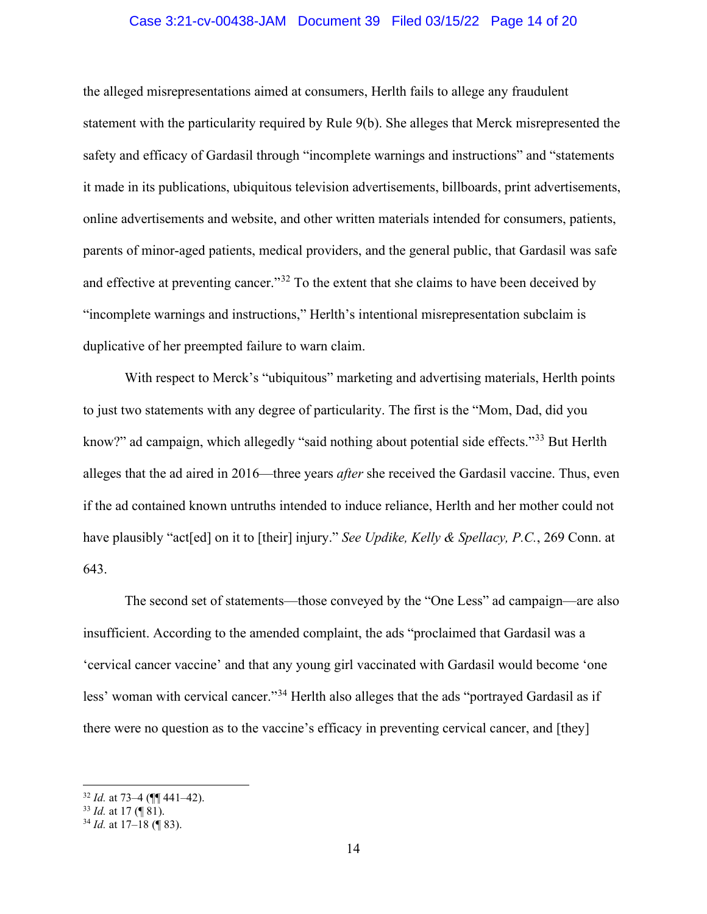the alleged misrepresentations aimed at consumers, Herlth fails to allege any fraudulent statement with the particularity required by Rule 9(b). She alleges that Merck misrepresented the safety and efficacy of Gardasil through "incomplete warnings and instructions" and "statements it made in its publications, ubiquitous television advertisements, billboards, print advertisements, online advertisements and website, and other written materials intended for consumers, patients, parents of minor-aged patients, medical providers, and the general public, that Gardasil was safe and effective at preventing cancer."[32] To the extent that she claims to have been deceived by "incomplete warnings and instructions," Herlth's intentional misrepresentation subclaim is duplicative of her preempted failure to warn claim.

With respect to Merck's "ubiquitous" marketing and advertising materials, Herlth points to just two statements with any degree of particularity. The first is the "Mom, Dad, did you know?" ad campaign, which allegedly "said nothing about potential side effects."[33] But Herlth alleges that the ad aired in 2016—three years *after* she received the Gardasil vaccine. Thus, even if the ad contained known untruths intended to induce reliance, Herlth and her mother could not have plausibly "act[ed] on it to [their] injury." *See Updike, Kelly & Spellacy, P.C.*, 269 Conn. at 643.

The second set of statements—those conveyed by the "One Less" ad campaign—are also insufficient. According to the amended complaint, the ads "proclaimed that Gardasil was a 'cervical cancer vaccine' and that any young girl vaccinated with Gardasil would become 'one less' woman with cervical cancer."[34] Herlth also alleges that the ads "portrayed Gardasil as if there were no question as to the vaccine's efficacy in preventing cervical cancer, and [they]

---

[32] *Id.* at 73–4 (¶¶ 441–42).

[33] *Id.* at 17 (¶ 81).

[34] *Id.* at 17–18 (¶ 83).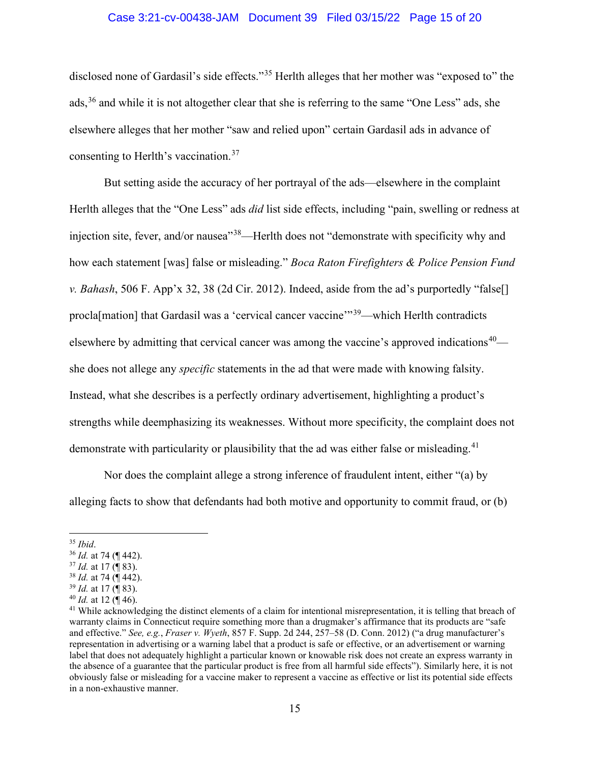disclosed none of Gardasil's side effects."[35] Herlth alleges that her mother was "exposed to" the ads,[36] and while it is not altogether clear that she is referring to the same "One Less" ads, she elsewhere alleges that her mother "saw and relied upon" certain Gardasil ads in advance of consenting to Herlth's vaccination.[37]

But setting aside the accuracy of her portrayal of the ads—elsewhere in the complaint Herlth alleges that the "One Less" ads *did* list side effects, including "pain, swelling or redness at injection site, fever, and/or nausea"[38]—Herlth does not "demonstrate with specificity why and how each statement [was] false or misleading." *Boca Raton Firefighters & Police Pension Fund v. Bahash*, 506 F. App'x 32, 38 (2d Cir. 2012). Indeed, aside from the ad's purportedly "false[] procla[mation] that Gardasil was a 'cervical cancer vaccine'"[39]—which Herlth contradicts elsewhere by admitting that cervical cancer was among the vaccine's approved indications[40]—she does not allege any *specific* statements in the ad that were made with knowing falsity. Instead, what she describes is a perfectly ordinary advertisement, highlighting a product's strengths while deemphasizing its weaknesses. Without more specificity, the complaint does not demonstrate with particularity or plausibility that the ad was either false or misleading.[41]

Nor does the complaint allege a strong inference of fraudulent intent, either "(a) by alleging facts to show that defendants had both motive and opportunity to commit fraud, or (b)

---

[35] *Ibid*.

[36] *Id.* at 74 (¶ 442).

[37] *Id.* at 17 (¶ 83).

[38] *Id.* at 74 (¶ 442).

[39] *Id.* at 17 (¶ 83).

[40] *Id.* at 12 (¶ 46).

[41] While acknowledging the distinct elements of a claim for intentional misrepresentation, it is telling that breach of warranty claims in Connecticut require something more than a drugmaker's affirmance that its products are "safe and effective." *See, e.g.*, *Fraser v. Wyeth*, 857 F. Supp. 2d 244, 257–58 (D. Conn. 2012) ("a drug manufacturer's representation in advertising or a warning label that a product is safe or effective, or an advertisement or warning label that does not adequately highlight a particular known or knowable risk does not create an express warranty in the absence of a guarantee that the particular product is free from all harmful side effects"). Similarly here, it is not obviously false or misleading for a vaccine maker to represent a vaccine as effective or list its potential side effects in a non-exhaustive manner.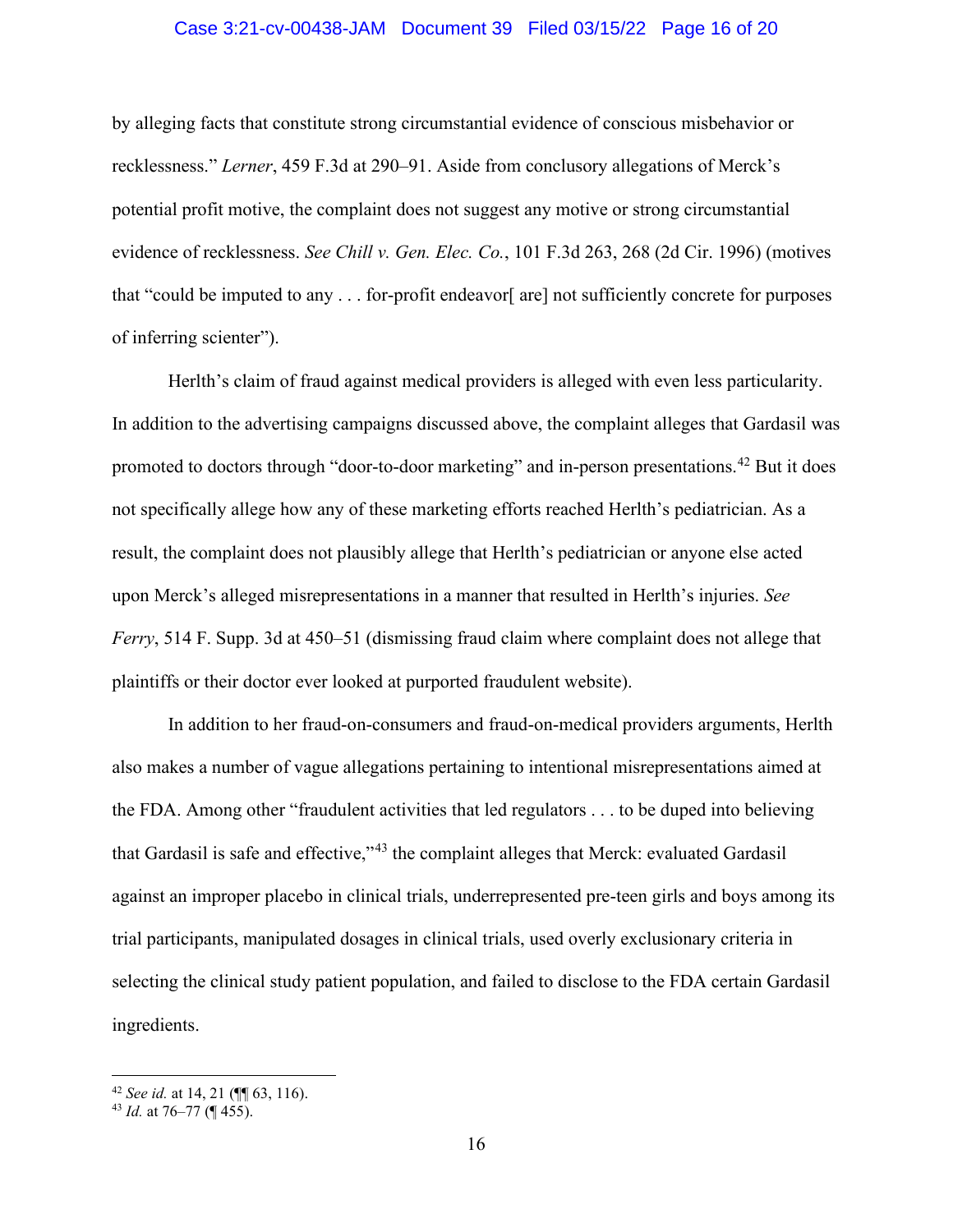by alleging facts that constitute strong circumstantial evidence of conscious misbehavior or recklessness." *Lerner*, 459 F.3d at 290–91. Aside from conclusory allegations of Merck's potential profit motive, the complaint does not suggest any motive or strong circumstantial evidence of recklessness. *See Chill v. Gen. Elec. Co.*, 101 F.3d 263, 268 (2d Cir. 1996) (motives that "could be imputed to any . . . for-profit endeavor[ are] not sufficiently concrete for purposes of inferring scienter").

Herlth's claim of fraud against medical providers is alleged with even less particularity. In addition to the advertising campaigns discussed above, the complaint alleges that Gardasil was promoted to doctors through "door-to-door marketing" and in-person presentations.[42] But it does not specifically allege how any of these marketing efforts reached Herlth's pediatrician. As a result, the complaint does not plausibly allege that Herlth's pediatrician or anyone else acted upon Merck's alleged misrepresentations in a manner that resulted in Herlth's injuries. *See Ferry*, 514 F. Supp. 3d at 450–51 (dismissing fraud claim where complaint does not allege that plaintiffs or their doctor ever looked at purported fraudulent website).

In addition to her fraud-on-consumers and fraud-on-medical providers arguments, Herlth also makes a number of vague allegations pertaining to intentional misrepresentations aimed at the FDA. Among other "fraudulent activities that led regulators . . . to be duped into believing that Gardasil is safe and effective,"[43] the complaint alleges that Merck: evaluated Gardasil against an improper placebo in clinical trials, underrepresented pre-teen girls and boys among its trial participants, manipulated dosages in clinical trials, used overly exclusionary criteria in selecting the clinical study patient population, and failed to disclose to the FDA certain Gardasil ingredients.

---

[42] *See id.* at 14, 21 (¶¶ 63, 116).

[43] *Id.* at 76–77 (¶ 455).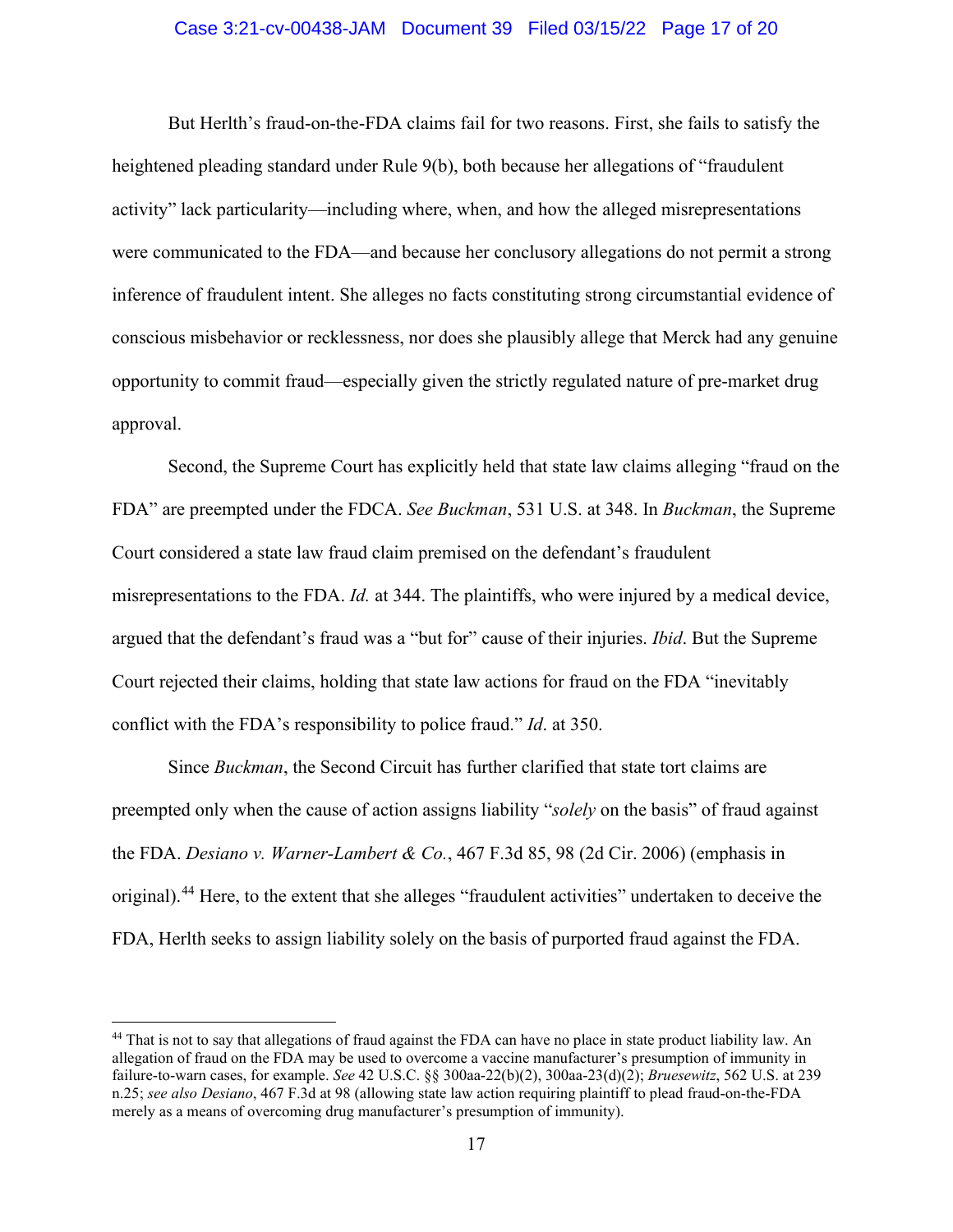But Herlth's fraud-on-the-FDA claims fail for two reasons. First, she fails to satisfy the heightened pleading standard under Rule 9(b), both because her allegations of "fraudulent activity" lack particularity—including where, when, and how the alleged misrepresentations were communicated to the FDA—and because her conclusory allegations do not permit a strong inference of fraudulent intent. She alleges no facts constituting strong circumstantial evidence of conscious misbehavior or recklessness, nor does she plausibly allege that Merck had any genuine opportunity to commit fraud—especially given the strictly regulated nature of pre-market drug approval.

Second, the Supreme Court has explicitly held that state law claims alleging "fraud on the FDA" are preempted under the FDCA. *See Buckman*, 531 U.S. at 348. In *Buckman*, the Supreme Court considered a state law fraud claim premised on the defendant's fraudulent misrepresentations to the FDA. *Id.* at 344. The plaintiffs, who were injured by a medical device, argued that the defendant's fraud was a "but for" cause of their injuries. *Ibid*. But the Supreme Court rejected their claims, holding that state law actions for fraud on the FDA "inevitably conflict with the FDA's responsibility to police fraud." *Id*. at 350.

Since *Buckman*, the Second Circuit has further clarified that state tort claims are preempted only when the cause of action assigns liability "*solely* on the basis" of fraud against the FDA. *Desiano v. Warner-Lambert & Co.*, 467 F.3d 85, 98 (2d Cir. 2006) (emphasis in original).[44] Here, to the extent that she alleges "fraudulent activities" undertaken to deceive the FDA, Herlth seeks to assign liability solely on the basis of purported fraud against the FDA.

---

[44] That is not to say that allegations of fraud against the FDA can have no place in state product liability law. An allegation of fraud on the FDA may be used to overcome a vaccine manufacturer's presumption of immunity in failure-to-warn cases, for example. *See* 42 U.S.C. §§ 300aa-22(b)(2), 300aa-23(d)(2); *Bruesewitz*, 562 U.S. at 239 n.25; *see also Desiano*, 467 F.3d at 98 (allowing state law action requiring plaintiff to plead fraud-on-the-FDA merely as a means of overcoming drug manufacturer's presumption of immunity).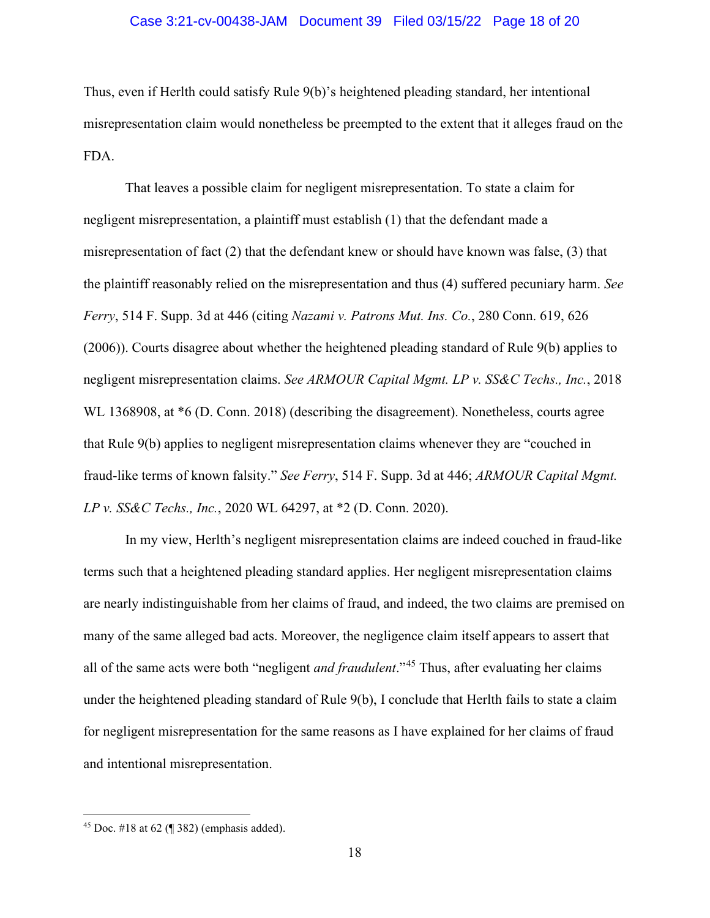Thus, even if Herlth could satisfy Rule 9(b)'s heightened pleading standard, her intentional misrepresentation claim would nonetheless be preempted to the extent that it alleges fraud on the FDA.

That leaves a possible claim for negligent misrepresentation. To state a claim for negligent misrepresentation, a plaintiff must establish (1) that the defendant made a misrepresentation of fact (2) that the defendant knew or should have known was false, (3) that the plaintiff reasonably relied on the misrepresentation and thus (4) suffered pecuniary harm. *See Ferry*, 514 F. Supp. 3d at 446 (citing *Nazami v. Patrons Mut. Ins. Co.*, 280 Conn. 619, 626 (2006)). Courts disagree about whether the heightened pleading standard of Rule 9(b) applies to negligent misrepresentation claims. *See ARMOUR Capital Mgmt. LP v. SS&C Techs., Inc.*, 2018 WL 1368908, at *6 (D. Conn. 2018) (describing the disagreement). Nonetheless, courts agree that Rule 9(b) applies to negligent misrepresentation claims whenever they are "couched in fraud-like terms of known falsity." *See Ferry*, 514 F. Supp. 3d at 446; *ARMOUR Capital Mgmt. LP v. SS&C Techs., Inc.*, 2020 WL 64297, at *2 (D. Conn. 2020).

In my view, Herlth's negligent misrepresentation claims are indeed couched in fraud-like terms such that a heightened pleading standard applies. Her negligent misrepresentation claims are nearly indistinguishable from her claims of fraud, and indeed, the two claims are premised on many of the same alleged bad acts. Moreover, the negligence claim itself appears to assert that all of the same acts were both "negligent *and fraudulent*."[45] Thus, after evaluating her claims under the heightened pleading standard of Rule 9(b), I conclude that Herlth fails to state a claim for negligent misrepresentation for the same reasons as I have explained for her claims of fraud and intentional misrepresentation.

---

[45] Doc. #18 at 62 (¶ 382) (emphasis added).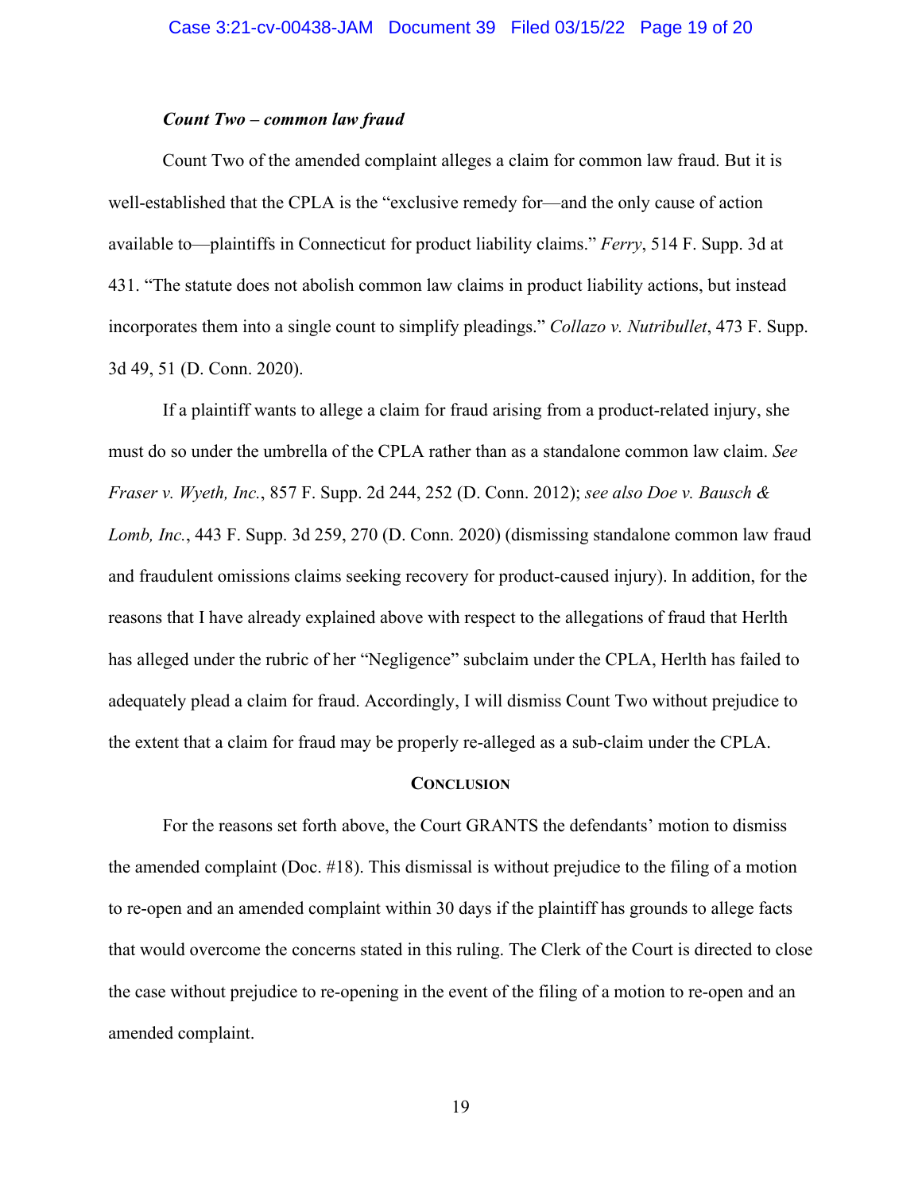***Count Two – common law fraud***

Count Two of the amended complaint alleges a claim for common law fraud. But it is well-established that the CPLA is the "exclusive remedy for—and the only cause of action available to—plaintiffs in Connecticut for product liability claims." *Ferry*, 514 F. Supp. 3d at 431. "The statute does not abolish common law claims in product liability actions, but instead incorporates them into a single count to simplify pleadings." *Collazo v. Nutribullet*, 473 F. Supp. 3d 49, 51 (D. Conn. 2020).

If a plaintiff wants to allege a claim for fraud arising from a product-related injury, she must do so under the umbrella of the CPLA rather than as a standalone common law claim. *See Fraser v. Wyeth, Inc.*, 857 F. Supp. 2d 244, 252 (D. Conn. 2012); *see also Doe v. Bausch & Lomb, Inc.*, 443 F. Supp. 3d 259, 270 (D. Conn. 2020) (dismissing standalone common law fraud and fraudulent omissions claims seeking recovery for product-caused injury). In addition, for the reasons that I have already explained above with respect to the allegations of fraud that Herlth has alleged under the rubric of her "Negligence" subclaim under the CPLA, Herlth has failed to adequately plead a claim for fraud. Accordingly, I will dismiss Count Two without prejudice to the extent that a claim for fraud may be properly re-alleged as a sub-claim under the CPLA.

## CONCLUSION

For the reasons set forth above, the Court GRANTS the defendants' motion to dismiss the amended complaint (Doc. #18). This dismissal is without prejudice to the filing of a motion to re-open and an amended complaint within 30 days if the plaintiff has grounds to allege facts that would overcome the concerns stated in this ruling. The Clerk of the Court is directed to close the case without prejudice to re-opening in the event of the filing of a motion to re-open and an amended complaint.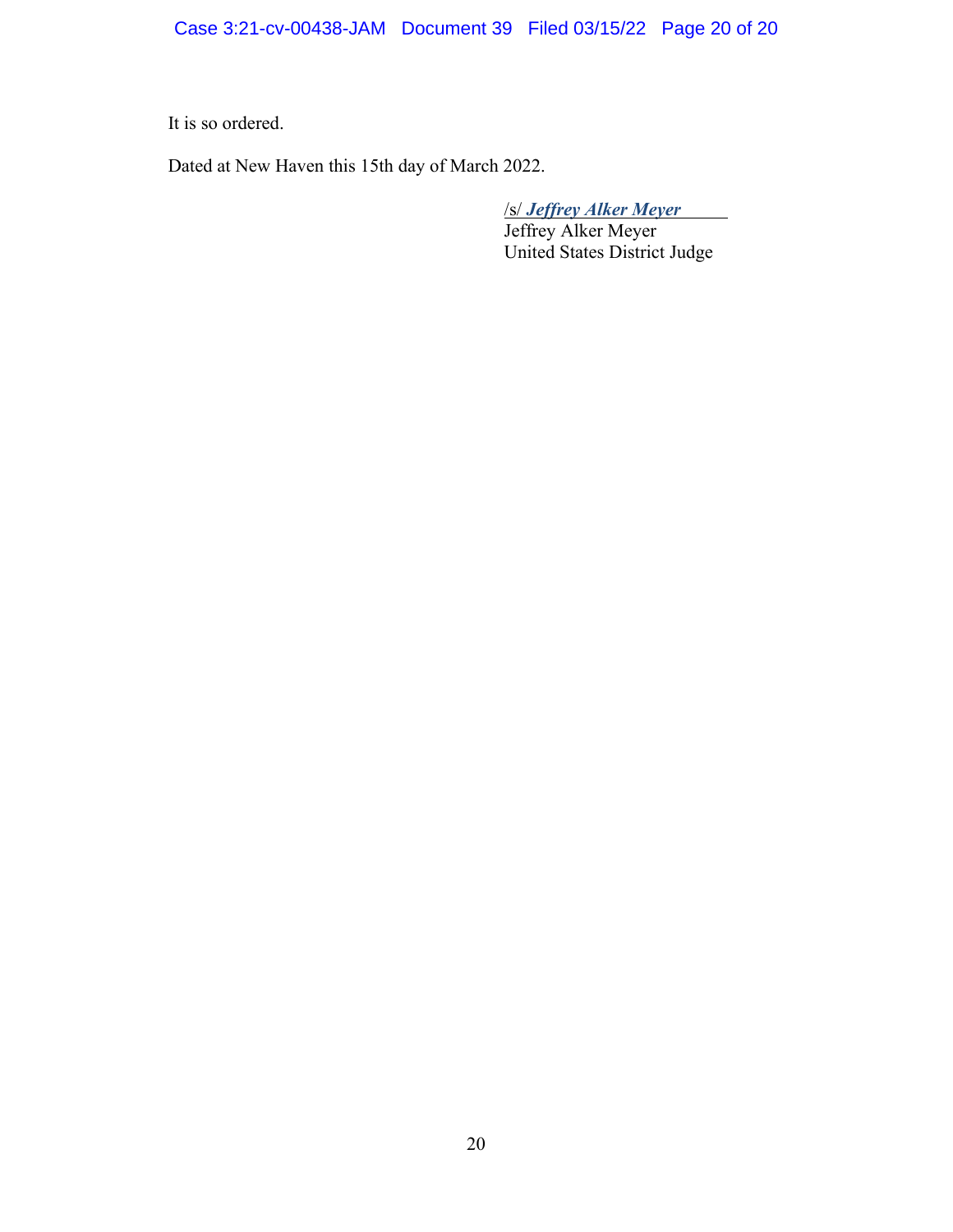It is so ordered.

Dated at New Haven this 15th day of March 2022.

/s/ *Jeffrey Alker Meyer*
Jeffrey Alker Meyer
United States District Judge